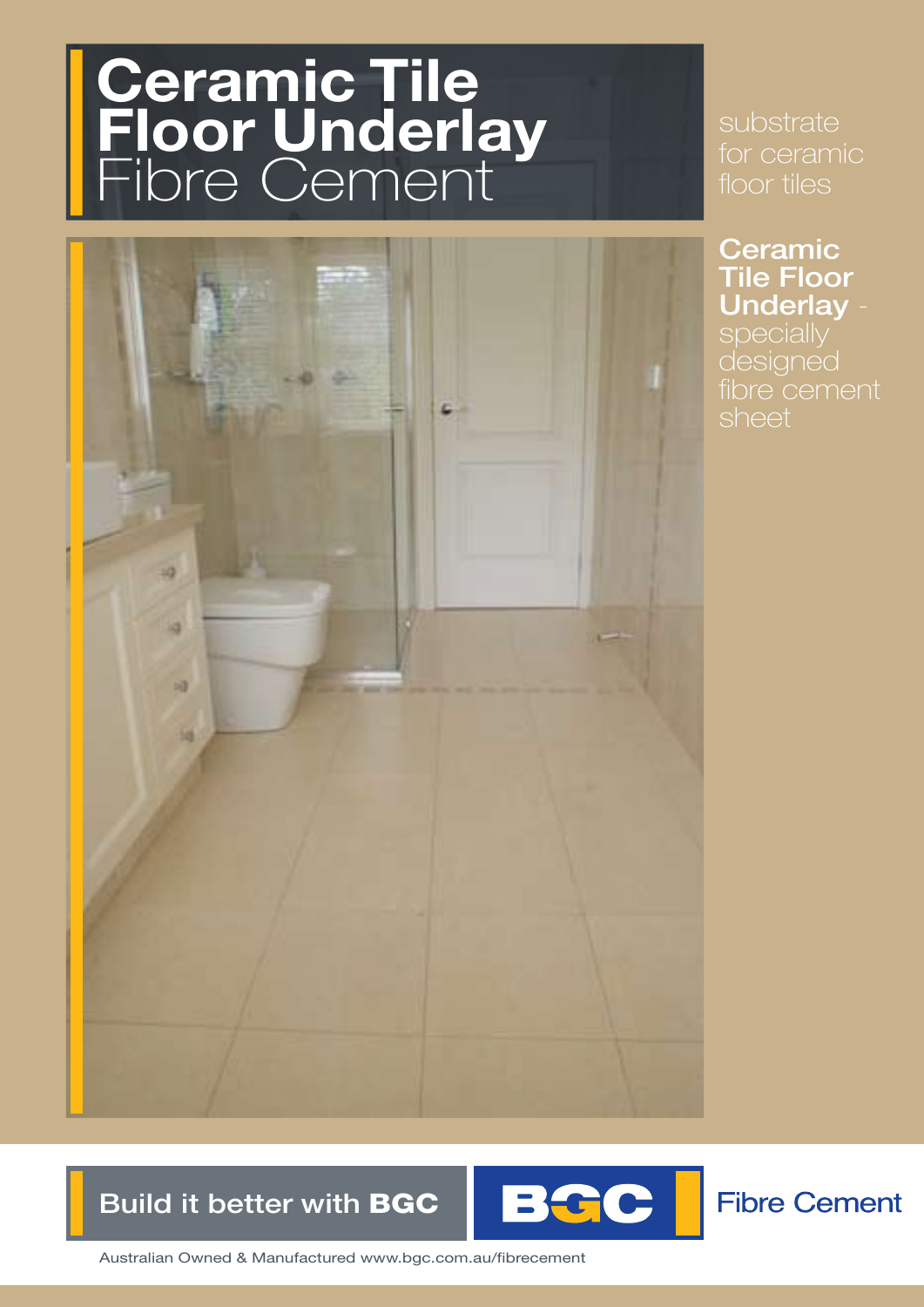# Ceramic Tile Floor Underlay

## Fibre Cement

substrate for ceramic floor tiles

**Ceramic Tile Floor Underlay** - specially designed fibre cement sheet

Build it better with **BGC**

BGC Fibre Cement

Australian Owned & Manufactured www.bgc.com.au/fibrecement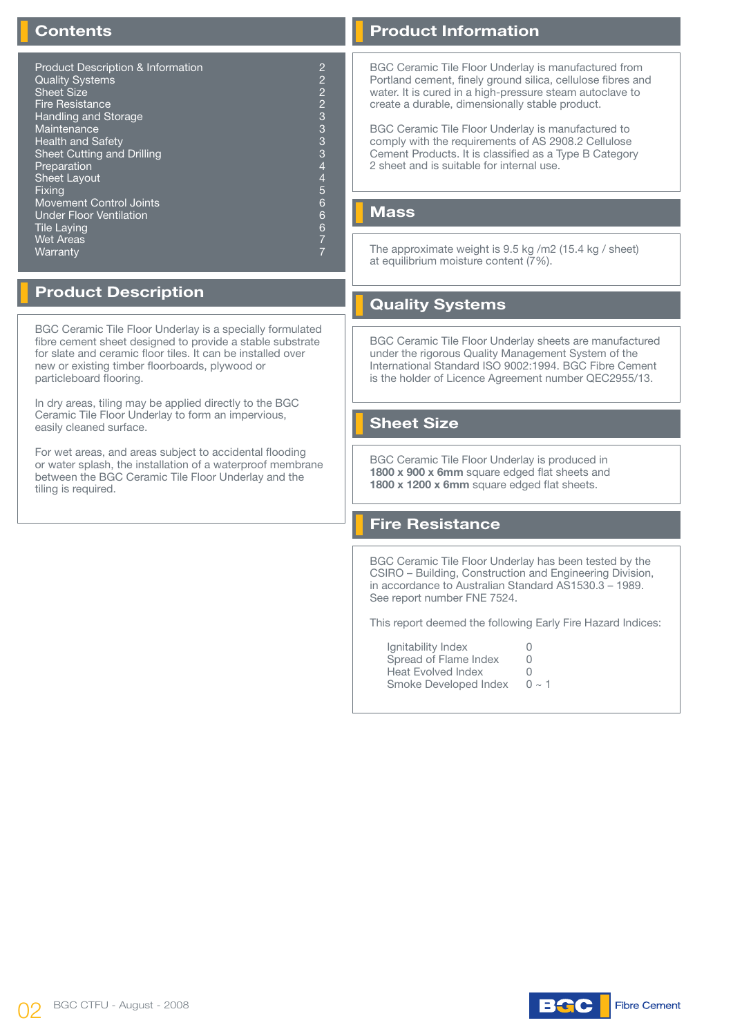## Contents

| | |
|---|---|
| Product Description & Information | 2 |
| Quality Systems | 2 |
| Sheet Size | 2 |
| Fire Resistance | 2 |
| Handling and Storage | 3 |
| Maintenance | 3 |
| Health and Safety | 3 |
| Sheet Cutting and Drilling | 3 |
| Preparation | 4 |
| Sheet Layout | 4 |
| Fixing | 5 |
| Movement Control Joints | 6 |
| Under Floor Ventilation | 6 |
| Tile Laying | 6 |
| Wet Areas | 7 |
| Warranty | 7 |

## Product Description

BGC Ceramic Tile Floor Underlay is a specially formulated fibre cement sheet designed to provide a stable substrate for slate and ceramic floor tiles. It can be installed over new or existing timber floorboards, plywood or particleboard flooring.

In dry areas, tiling may be applied directly to the BGC Ceramic Tile Floor Underlay to form an impervious, easily cleaned surface.

For wet areas, and areas subject to accidental flooding or water splash, the installation of a waterproof membrane between the BGC Ceramic Tile Floor Underlay and the tiling is required.

## Product Information

BGC Ceramic Tile Floor Underlay is manufactured from Portland cement, finely ground silica, cellulose fibres and water. It is cured in a high-pressure steam autoclave to create a durable, dimensionally stable product.

BGC Ceramic Tile Floor Underlay is manufactured to comply with the requirements of AS 2908.2 Cellulose Cement Products. It is classified as a Type B Category 2 sheet and is suitable for internal use.

## Mass

The approximate weight is 9.5 kg /m2 (15.4 kg / sheet) at equilibrium moisture content (7%).

## Quality Systems

BGC Ceramic Tile Floor Underlay sheets are manufactured under the rigorous Quality Management System of the International Standard ISO 9002:1994. BGC Fibre Cement is the holder of Licence Agreement number QEC2955/13.

## Sheet Size

BGC Ceramic Tile Floor Underlay is produced in **1800 x 900 x 6mm** square edged flat sheets and **1800 x 1200 x 6mm** square edged flat sheets.

## Fire Resistance

BGC Ceramic Tile Floor Underlay has been tested by the CSIRO – Building, Construction and Engineering Division, in accordance to Australian Standard AS1530.3 – 1989. See report number FNE 7524.

This report deemed the following Early Fire Hazard Indices:

| | |
|---|---|
| Ignitability Index | 0 |
| Spread of Flame Index | 0 |
| Heat Evolved Index | 0 |
| Smoke Developed Index | 0 ~ 1 |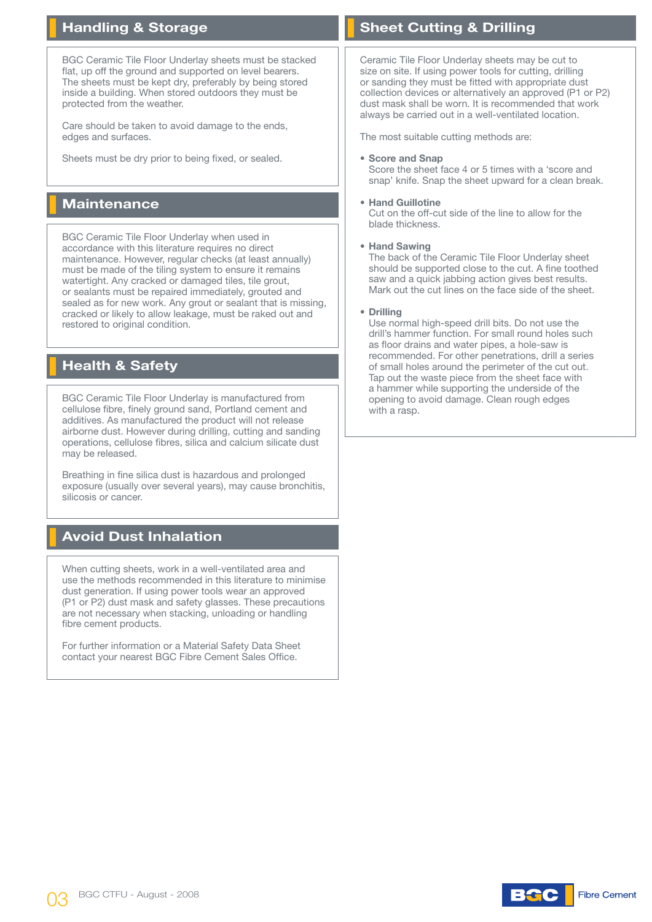## Handling & Storage

BGC Ceramic Tile Floor Underlay sheets must be stacked flat, up off the ground and supported on level bearers. The sheets must be kept dry, preferably by being stored inside a building. When stored outdoors they must be protected from the weather.

Care should be taken to avoid damage to the ends, edges and surfaces.

Sheets must be dry prior to being fixed, or sealed.

## Maintenance

BGC Ceramic Tile Floor Underlay when used in accordance with this literature requires no direct maintenance. However, regular checks (at least annually) must be made of the tiling system to ensure it remains watertight. Any cracked or damaged tiles, tile grout, or sealants must be repaired immediately, grouted and sealed as for new work. Any grout or sealant that is missing, cracked or likely to allow leakage, must be raked out and restored to original condition.

## Health & Safety

BGC Ceramic Tile Floor Underlay is manufactured from cellulose fibre, finely ground sand, Portland cement and additives. As manufactured the product will not release airborne dust. However during drilling, cutting and sanding operations, cellulose fibres, silica and calcium silicate dust may be released.

Breathing in fine silica dust is hazardous and prolonged exposure (usually over several years), may cause bronchitis, silicosis or cancer.

## Avoid Dust Inhalation

When cutting sheets, work in a well-ventilated area and use the methods recommended in this literature to minimise dust generation. If using power tools wear an approved (P1 or P2) dust mask and safety glasses. These precautions are not necessary when stacking, unloading or handling fibre cement products.

For further information or a Material Safety Data Sheet contact your nearest BGC Fibre Cement Sales Office.

## Sheet Cutting & Drilling

Ceramic Tile Floor Underlay sheets may be cut to size on site. If using power tools for cutting, drilling or sanding they must be fitted with appropriate dust collection devices or alternatively an approved (P1 or P2) dust mask shall be worn. It is recommended that work always be carried out in a well-ventilated location.

The most suitable cutting methods are:

- **Score and Snap**
  Score the sheet face 4 or 5 times with a 'score and snap' knife. Snap the sheet upward for a clean break.

- **Hand Guillotine**
  Cut on the off-cut side of the line to allow for the blade thickness.

- **Hand Sawing**
  The back of the Ceramic Tile Floor Underlay sheet should be supported close to the cut. A fine toothed saw and a quick jabbing action gives best results. Mark out the cut lines on the face side of the sheet.

- **Drilling**
  Use normal high-speed drill bits. Do not use the drill's hammer function. For small round holes such as floor drains and water pipes, a hole-saw is recommended. For other penetrations, drill a series of small holes around the perimeter of the cut out. Tap out the waste piece from the sheet face with a hammer while supporting the underside of the opening to avoid damage. Clean rough edges with a rasp.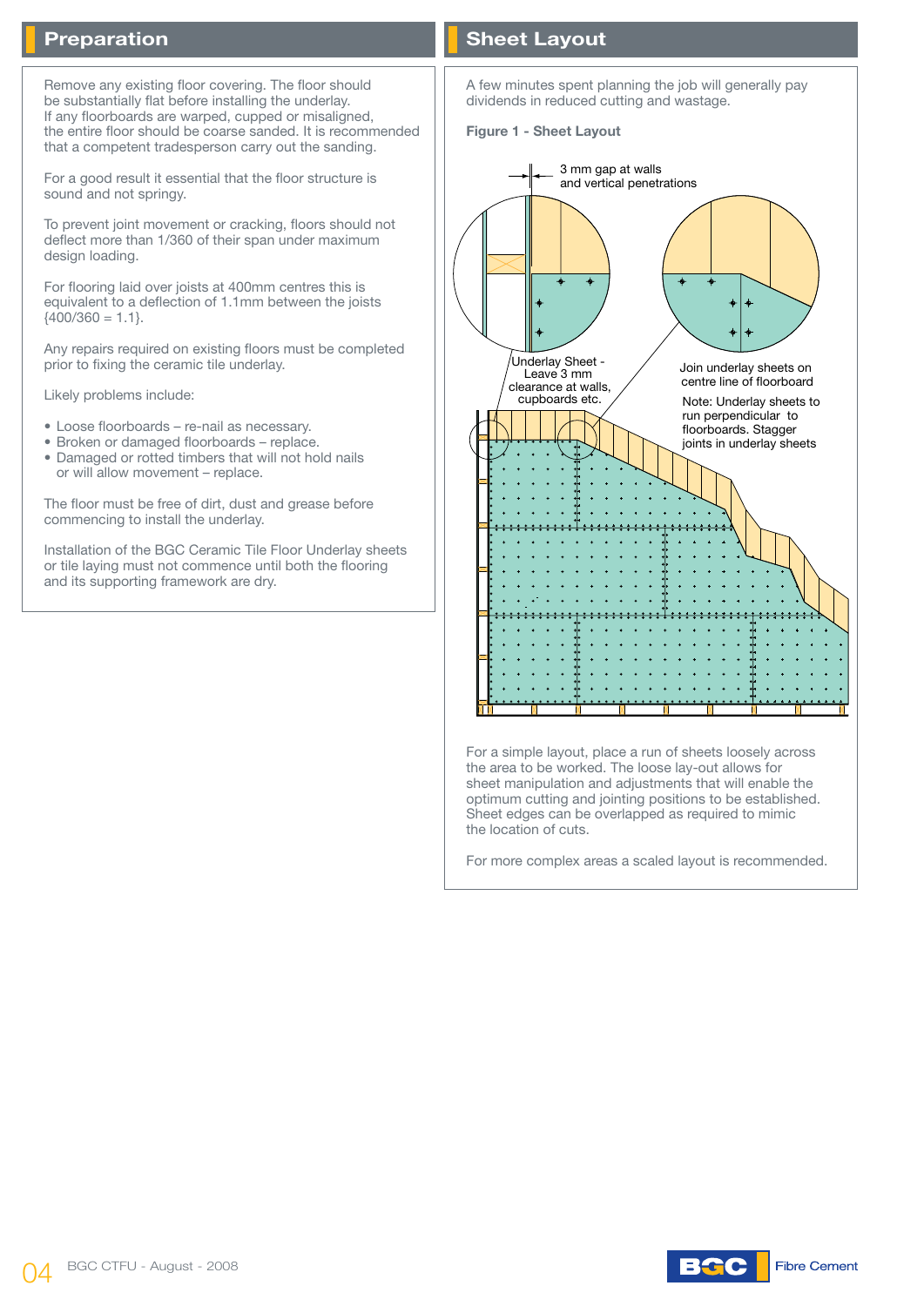## Preparation

Remove any existing floor covering. The floor should be substantially flat before installing the underlay. If any floorboards are warped, cupped or misaligned, the entire floor should be coarse sanded. It is recommended that a competent tradesperson carry out the sanding.

For a good result it essential that the floor structure is sound and not springy.

To prevent joint movement or cracking, floors should not deflect more than 1/360 of their span under maximum design loading.

For flooring laid over joists at 400mm centres this is equivalent to a deflection of 1.1mm between the joists {400/360 = 1.1}.

Any repairs required on existing floors must be completed prior to fixing the ceramic tile underlay.

Likely problems include:

- Loose floorboards – re-nail as necessary.
- Broken or damaged floorboards – replace.
- Damaged or rotted timbers that will not hold nails or will allow movement – replace.

The floor must be free of dirt, dust and grease before commencing to install the underlay.

Installation of the BGC Ceramic Tile Floor Underlay sheets or tile laying must not commence until both the flooring and its supporting framework are dry.

## Sheet Layout

A few minutes spent planning the job will generally pay dividends in reduced cutting and wastage.

**Figure 1 - Sheet Layout**

3 mm gap at walls and vertical penetrations

Underlay Sheet - Leave 3 mm clearance at walls, cupboards etc.

Join underlay sheets on centre line of floorboard

Note: Underlay sheets to run perpendicular to floorboards. Stagger joints in underlay sheets

For a simple layout, place a run of sheets loosely across the area to be worked. The loose lay-out allows for sheet manipulation and adjustments that will enable the optimum cutting and jointing positions to be established. Sheet edges can be overlapped as required to mimic the location of cuts.

For more complex areas a scaled layout is recommended.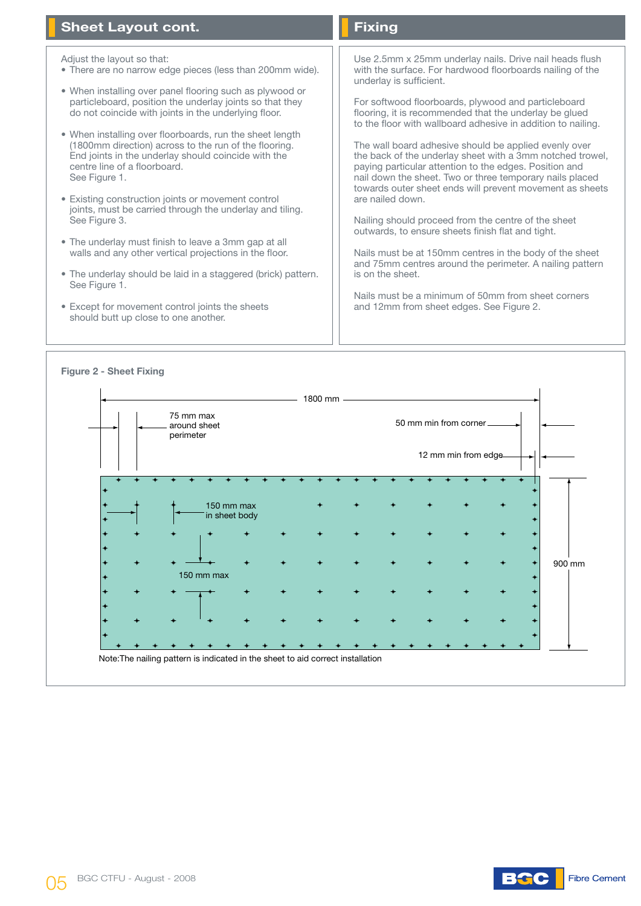## Sheet Layout cont.

Adjust the layout so that:

- There are no narrow edge pieces (less than 200mm wide).
- When installing over panel flooring such as plywood or particleboard, position the underlay joints so that they do not coincide with joints in the underlying floor.
- When installing over floorboards, run the sheet length (1800mm direction) across to the run of the flooring. End joints in the underlay should coincide with the centre line of a floorboard. See Figure 1.
- Existing construction joints or movement control joints, must be carried through the underlay and tiling. See Figure 3.
- The underlay must finish to leave a 3mm gap at all walls and any other vertical projections in the floor.
- The underlay should be laid in a staggered (brick) pattern. See Figure 1.
- Except for movement control joints the sheets should butt up close to one another.

## Fixing

Use 2.5mm x 25mm underlay nails. Drive nail heads flush with the surface. For hardwood floorboards nailing of the underlay is sufficient.

For softwood floorboards, plywood and particleboard flooring, it is recommended that the underlay be glued to the floor with wallboard adhesive in addition to nailing.

The wall board adhesive should be applied evenly over the back of the underlay sheet with a 3mm notched trowel, paying particular attention to the edges. Position and nail down the sheet. Two or three temporary nails placed towards outer sheet ends will prevent movement as sheets are nailed down.

Nailing should proceed from the centre of the sheet outwards, to ensure sheets finish flat and tight.

Nails must be at 150mm centres in the body of the sheet and 75mm centres around the perimeter. A nailing pattern is on the sheet.

Nails must be a minimum of 50mm from sheet corners and 12mm from sheet edges. See Figure 2.

**Figure 2 - Sheet Fixing**

1800 mm
75 mm max around sheet perimeter
50 mm min from corner
12 mm min from edge
150 mm max in sheet body
150 mm max
900 mm

Note:The nailing pattern is indicated in the sheet to aid correct installation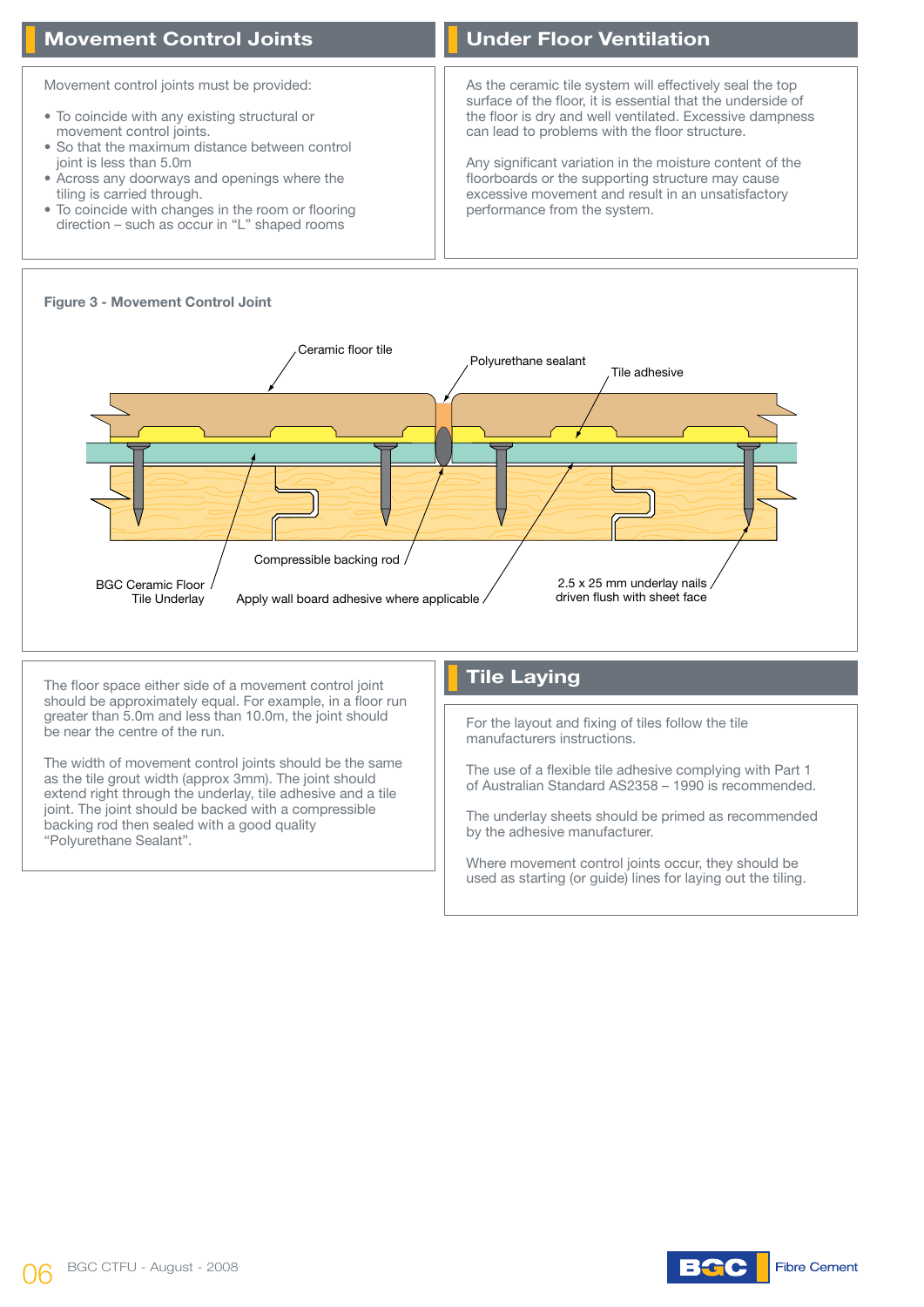## Movement Control Joints

Movement control joints must be provided:

- To coincide with any existing structural or movement control joints.
- So that the maximum distance between control joint is less than 5.0m
- Across any doorways and openings where the tiling is carried through.
- To coincide with changes in the room or flooring direction – such as occur in "L" shaped rooms

## Under Floor Ventilation

As the ceramic tile system will effectively seal the top surface of the floor, it is essential that the underside of the floor is dry and well ventilated. Excessive dampness can lead to problems with the floor structure.

Any significant variation in the moisture content of the floorboards or the supporting structure may cause excessive movement and result in an unsatisfactory performance from the system.

**Figure 3 - Movement Control Joint**

Ceramic floor tile

Polyurethane sealant

Tile adhesive

Compressible backing rod

BGC Ceramic Floor Tile Underlay

Apply wall board adhesive where applicable

2.5 x 25 mm underlay nails driven flush with sheet face

The floor space either side of a movement control joint should be approximately equal. For example, in a floor run greater than 5.0m and less than 10.0m, the joint should be near the centre of the run.

The width of movement control joints should be the same as the tile grout width (approx 3mm). The joint should extend right through the underlay, tile adhesive and a tile joint. The joint should be backed with a compressible backing rod then sealed with a good quality "Polyurethane Sealant".

## Tile Laying

For the layout and fixing of tiles follow the tile manufacturers instructions.

The use of a flexible tile adhesive complying with Part 1 of Australian Standard AS2358 – 1990 is recommended.

The underlay sheets should be primed as recommended by the adhesive manufacturer.

Where movement control joints occur, they should be used as starting (or guide) lines for laying out the tiling.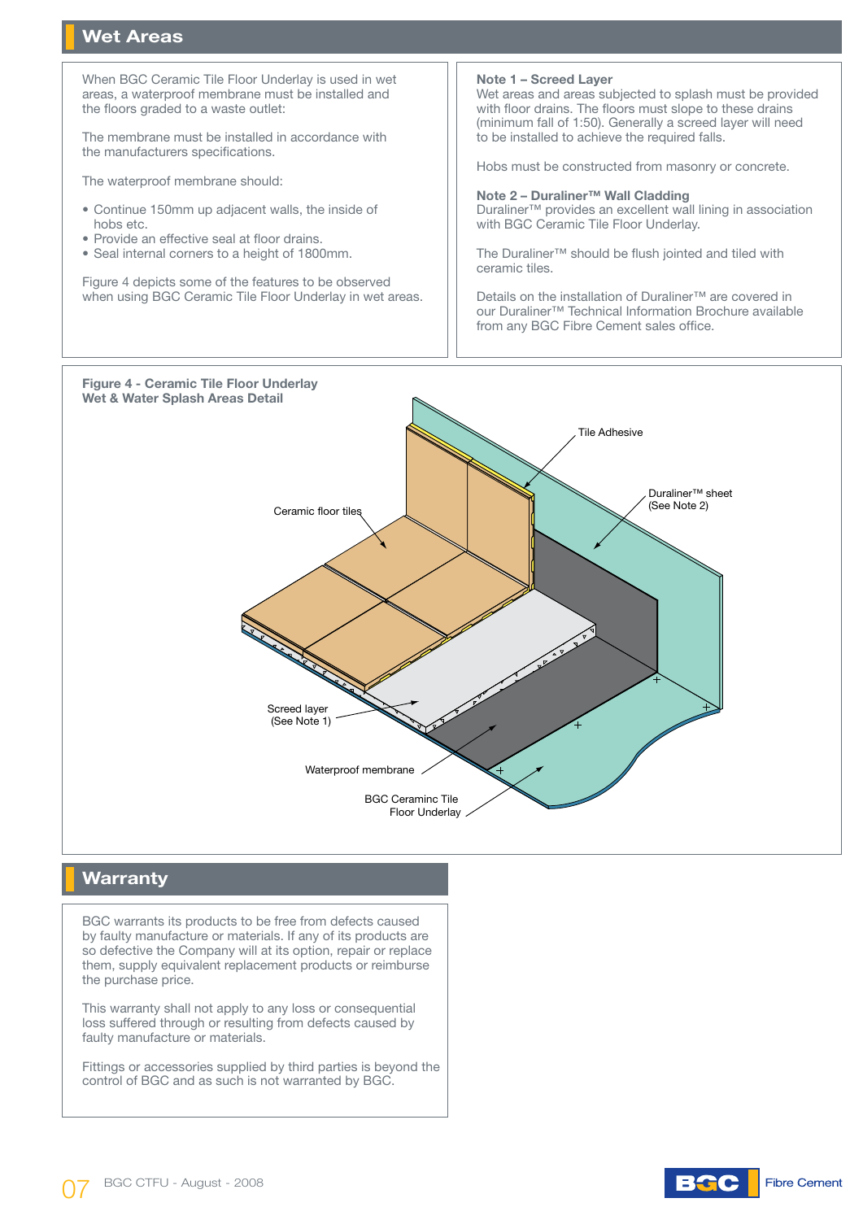## Wet Areas

When BGC Ceramic Tile Floor Underlay is used in wet areas, a waterproof membrane must be installed and the floors graded to a waste outlet:

The membrane must be installed in accordance with the manufacturers specifications.

The waterproof membrane should:

- Continue 150mm up adjacent walls, the inside of hobs etc.
- Provide an effective seal at floor drains.
- Seal internal corners to a height of 1800mm.

Figure 4 depicts some of the features to be observed when using BGC Ceramic Tile Floor Underlay in wet areas.

**Note 1 – Screed Layer**
Wet areas and areas subjected to splash must be provided with floor drains. The floors must slope to these drains (minimum fall of 1:50). Generally a screed layer will need to be installed to achieve the required falls.

Hobs must be constructed from masonry or concrete.

**Note 2 – Duraliner™ Wall Cladding**
Duraliner™ provides an excellent wall lining in association with BGC Ceramic Tile Floor Underlay.

The Duraliner™ should be flush jointed and tiled with ceramic tiles.

Details on the installation of Duraliner™ are covered in our Duraliner™ Technical Information Brochure available from any BGC Fibre Cement sales office.

**Figure 4 - Ceramic Tile Floor Underlay**
**Wet & Water Splash Areas Detail**

Tile Adhesive
Duraliner™ sheet
(See Note 2)
Ceramic floor tiles
Screed layer
(See Note 1)
Waterproof membrane
BGC Ceraminc Tile
Floor Underlay

## Warranty

BGC warrants its products to be free from defects caused by faulty manufacture or materials. If any of its products are so defective the Company will at its option, repair or replace them, supply equivalent replacement products or reimburse the purchase price.

This warranty shall not apply to any loss or consequential loss suffered through or resulting from defects caused by faulty manufacture or materials.

Fittings or accessories supplied by third parties is beyond the control of BGC and as such is not warranted by BGC.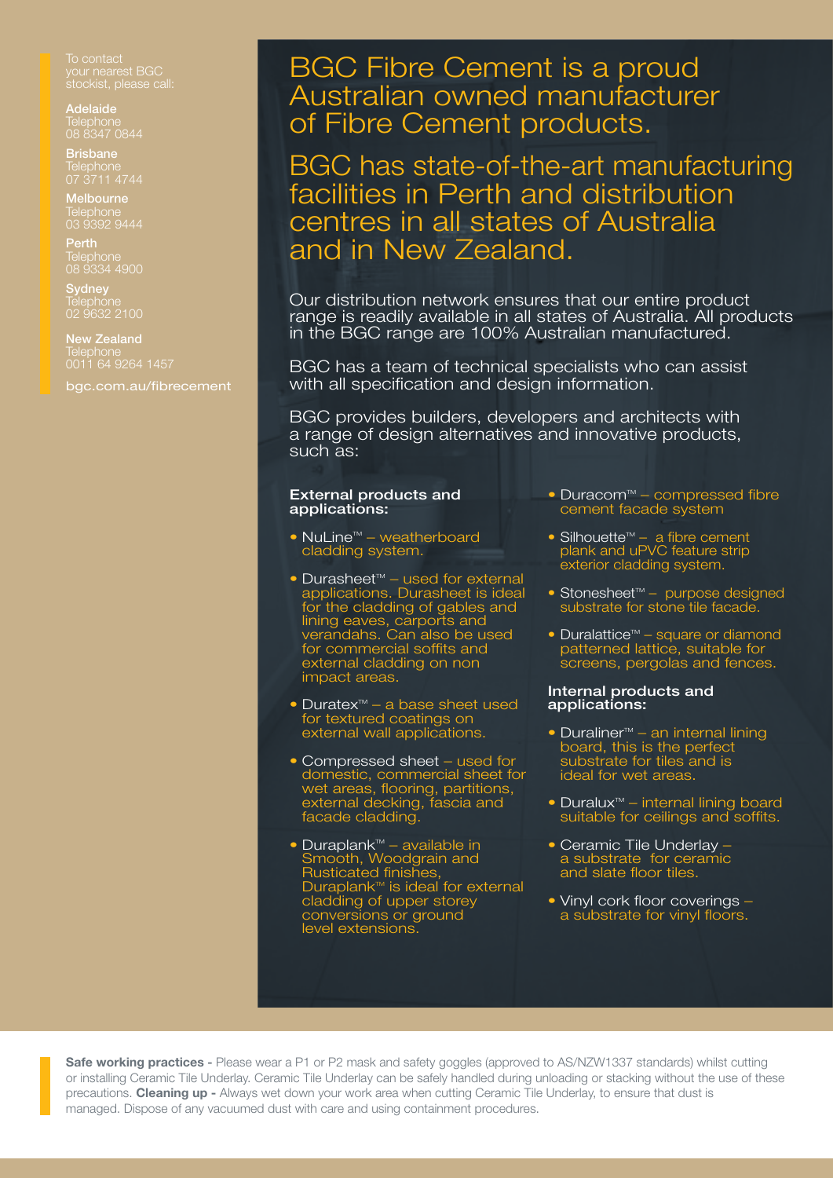To contact your nearest BGC stockist, please call:

**Adelaide**
Telephone
08 8347 0844

**Brisbane**
Telephone
07 3711 4744

**Melbourne**
Telephone
03 9392 9444

**Perth**
Telephone
08 9334 4900

**Sydney**
Telephone
02 9632 2100

**New Zealand**
Telephone
0011 64 9264 1457

bgc.com.au/fibrecement

# BGC Fibre Cement is a proud Australian owned manufacturer of Fibre Cement products.

# BGC has state-of-the-art manufacturing facilities in Perth and distribution centres in all states of Australia and in New Zealand.

Our distribution network ensures that our entire product range is readily available in all states of Australia. All products in the BGC range are 100% Australian manufactured.

BGC has a team of technical specialists who can assist with all specification and design information.

BGC provides builders, developers and architects with a range of design alternatives and innovative products, such as:

**External products and applications:**

- NuLine™ – weatherboard cladding system.
- Durasheet™ – used for external applications. Durasheet is ideal for the cladding of gables and lining eaves, carports and verandahs. Can also be used for commercial soffits and external cladding on non impact areas.
- Duratex™ – a base sheet used for textured coatings on external wall applications.
- Compressed sheet – used for domestic, commercial sheet for wet areas, flooring, partitions, external decking, fascia and facade cladding.
- Duraplank™ – available in Smooth, Woodgrain and Rusticated finishes, Duraplank™ is ideal for external cladding of upper storey conversions or ground level extensions.
- Duracom™ – compressed fibre cement facade system
- Silhouette™ – a fibre cement plank and uPVC feature strip exterior cladding system.
- Stonesheet™ – purpose designed substrate for stone tile facade.
- Duralattice™ – square or diamond patterned lattice, suitable for screens, pergolas and fences.

**Internal products and applications:**

- Duraliner™ – an internal lining board, this is the perfect substrate for tiles and is ideal for wet areas.
- Duralux™ – internal lining board suitable for ceilings and soffits.
- Ceramic Tile Underlay – a substrate for ceramic and slate floor tiles.
- Vinyl cork floor coverings – a substrate for vinyl floors.

**Safe working practices -** Please wear a P1 or P2 mask and safety goggles (approved to AS/NZW1337 standards) whilst cutting or installing Ceramic Tile Underlay. Ceramic Tile Underlay can be safely handled during unloading or stacking without the use of these precautions. **Cleaning up -** Always wet down your work area when cutting Ceramic Tile Underlay, to ensure that dust is managed. Dispose of any vacuumed dust with care and using containment procedures.